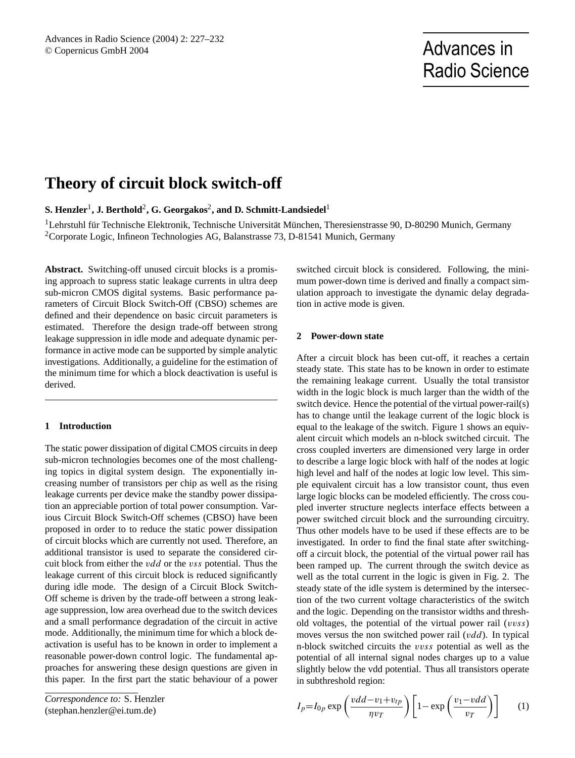# Theory of circuit block switch-off

**S. Henzler[1], J. Berthold[2], G. Georgakos[2], and D. Schmitt-Landsiedel[1]**

[1]Lehrstuhl für Technische Elektronik, Technische Universität München, Theresienstrasse 90, D-80290 Munich, Germany
[2]Corporate Logic, Infineon Technologies AG, Balanstrasse 73, D-81541 Munich, Germany

**Abstract.** Switching-off unused circuit blocks is a promising approach to supress static leakage currents in ultra deep sub-micron CMOS digital systems. Basic performance parameters of Circuit Block Switch-Off (CBSO) schemes are defined and their dependence on basic circuit parameters is estimated. Therefore the design trade-off between strong leakage suppression in idle mode and adequate dynamic performance in active mode can be supported by simple analytic investigations. Additionally, a guideline for the estimation of the minimum time for which a block deactivation is useful is derived.

## 1 Introduction

The static power dissipation of digital CMOS circuits in deep sub-micron technologies becomes one of the most challenging topics in digital system design. The exponentially increasing number of transistors per chip as well as the rising leakage currents per device make the standby power dissipation an appreciable portion of total power consumption. Various Circuit Block Switch-Off schemes (CBSO) have been proposed in order to to reduce the static power dissipation of circuit blocks which are currently not used. Therefore, an additional transistor is used to separate the considered circuit block from either the $vdd$ or the $vss$ potential. Thus the leakage current of this circuit block is reduced significantly during idle mode. The design of a Circuit Block Switch-Off scheme is driven by the trade-off between a strong leakage suppression, low area overhead due to the switch devices and a small performance degradation of the circuit in active mode. Additionally, the minimum time for which a block deactivation is useful has to be known in order to implement a reasonable power-down control logic. The fundamental approaches for answering these design questions are given in this paper. In the first part the static behaviour of a power switched circuit block is considered. Following, the minimum power-down time is derived and finally a compact simulation approach to investigate the dynamic delay degradation in active mode is given.

*Correspondence to:* S. Henzler
(stephan.henzler@ei.tum.de)

## 2 Power-down state

After a circuit block has been cut-off, it reaches a certain steady state. This state has to be known in order to estimate the remaining leakage current. Usually the total transistor width in the logic block is much larger than the width of the switch device. Hence the potential of the virtual power-rail(s) has to change until the leakage current of the logic block is equal to the leakage of the switch. Figure 1 shows an equivalent circuit which models an n-block switched circuit. The cross coupled inverters are dimensioned very large in order to describe a large logic block with half of the nodes at logic high level and half of the nodes at logic low level. This simple equivalent circuit has a low transistor count, thus even large logic blocks can be modeled efficiently. The cross coupled inverter structure neglects interface effects between a power switched circuit block and the surrounding circuitry. Thus other models have to be used if these effects are to be investigated. In order to find the final state after switching-off a circuit block, the potential of the virtual power rail has been ramped up. The current through the switch device as well as the total current in the logic is given in Fig. 2. The steady state of the idle system is determined by the intersection of the two current voltage characteristics of the switch and the logic. Depending on the transistor widths and threshold voltages, the potential of the virtual power rail ($vvss$) moves versus the non switched power rail ($vdd$). In typical n-block switched circuits the $vvss$ potential as well as the potential of all internal signal nodes charges up to a value slightly below the vdd potential. Thus all transistors operate in subthreshold region:

$$I_p = I_{0p} \exp\left(\frac{vdd - v_1 + v_{tp}}{\eta v_T}\right)\left[1 - \exp\left(\frac{v_1 - vdd}{v_T}\right)\right] \qquad (1)$$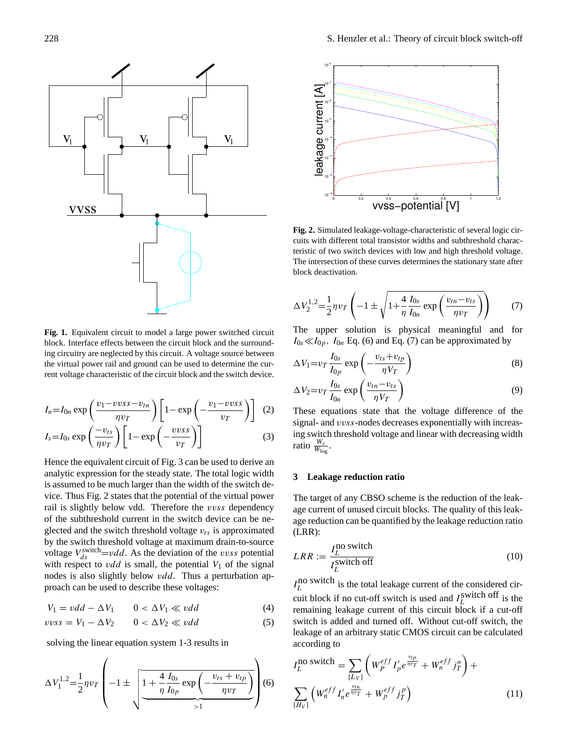**Fig. 1.** Equivalent circuit to model a large power switched circuit block. Interface effects between the circuit block and the surrounding circuitry are neglected by this circuit. A voltage source between the virtual power rail and ground can be used to determine the current voltage characteristic of the circuit block and the switch device.

$$I_n = I_{0n} \exp\left(\frac{v_1 - vvss - v_{tn}}{\eta v_T}\right)\left[1 - \exp\left(-\frac{v_1 - vvss}{v_T}\right)\right] \quad (2)$$

$$I_s = I_{0s} \exp\left(\frac{-v_{ts}}{\eta v_T}\right)\left[1 - \exp\left(-\frac{vvss}{v_T}\right)\right] \quad (3)$$

Hence the equivalent circuit of Fig. 3 can be used to derive an analytic expression for the steady state. The total logic width is assumed to be much larger than the width of the switch device. Thus Fig. 2 states that the potential of the virtual power rail is slightly below vdd. Therefore the $vvss$ dependency of the subthreshold current in the switch device can be neglected and the switch threshold voltage $v_{ts}$ is approximated by the switch threshold voltage at maximum drain-to-source voltage $V_{ds}^{\text{switch}} = vdd$. As the deviation of the $vvss$ potential with respect to $vdd$ is small, the potential $V_1$ of the signal nodes is also slightly below $vdd$. Thus a perturbation approach can be used to describe these voltages:

$$V_1 = vdd - \Delta V_1 \qquad 0 < \Delta V_1 \ll vdd \quad (4)$$

$$vvss = V_1 - \Delta V_2 \qquad 0 < \Delta V_2 \ll vdd \quad (5)$$

solving the linear equation system 1-3 results in

$$\Delta V_1^{1,2} = \frac{1}{2}\eta v_T\left(-1 \pm \sqrt{\underbrace{1 + \frac{4}{\eta}\frac{I_{0s}}{I_{0p}}\exp\left(-\frac{v_{ts} + v_{tp}}{\eta v_T}\right)}_{>1}}\right) \quad (6)$$

**Fig. 2.** Simulated leakage-voltage-characteristic of several logic circuits with different total transistor widths and subthreshold characteristic of two switch devices with low and high threshold voltage. The intersection of these curves determines the stationary state after block deactivation.

$$\Delta V_2^{1,2} = \frac{1}{2}\eta v_T\left(-1 \pm \sqrt{1 + \frac{4}{\eta}\frac{I_{0s}}{I_{0n}}\exp\left(\frac{v_{tn} - v_{ts}}{\eta v_T}\right)}\right) \quad (7)$$

The upper solution is physical meaningful and for $I_{0s} \ll I_{0p},\ I_{0n}$ Eq. (6) and Eq. (7) can be approximated by

$$\Delta V_1 = v_T \frac{I_{0s}}{I_{0p}} \exp\left(-\frac{v_{ts} + v_{tp}}{\eta V_T}\right) \quad (8)$$

$$\Delta V_2 = v_T \frac{I_{0s}}{I_{0n}} \exp\left(\frac{v_{tn} - v_{ts}}{\eta V_T}\right) \quad (9)$$

These equations state that the voltage difference of the signal- and $vvss$-nodes decreases exponentially with increasing switch threshold voltage and linear with decreasing width ratio $\frac{W_s}{W_{\log}}$.

## 3 Leakage reduction ratio

The target of any CBSO scheme is the reduction of the leakage current of unused circuit blocks. The quality of this leakage reduction can be quantified by the leakage reduction ratio (LRR):

$$LRR := \frac{I_L^{\text{no switch}}}{I_L^{\text{switch off}}} \quad (10)$$

$I_L^{\text{no switch}}$ is the total leakage current of the considered circuit block if no cut-off switch is used and $I_L^{\text{switch off}}$ is the remaining leakage current of this circuit block if a cut-off switch is added and turned off. Without cut-off switch, the leakage of an arbitrary static CMOS circuit can be calculated according to

$$I_L^{\text{no switch}} = \sum_{\{L_V\}}\left(W_P^{eff} I_p' e^{\frac{v_{tp}}{\eta v_T}} + W_n^{eff} j_T^n\right) + \sum_{\{H_V\}}\left(W_n^{eff} I_n' e^{\frac{v_{tn}}{\eta v_T}} + W_p^{eff} j_T^p\right) \quad (11)$$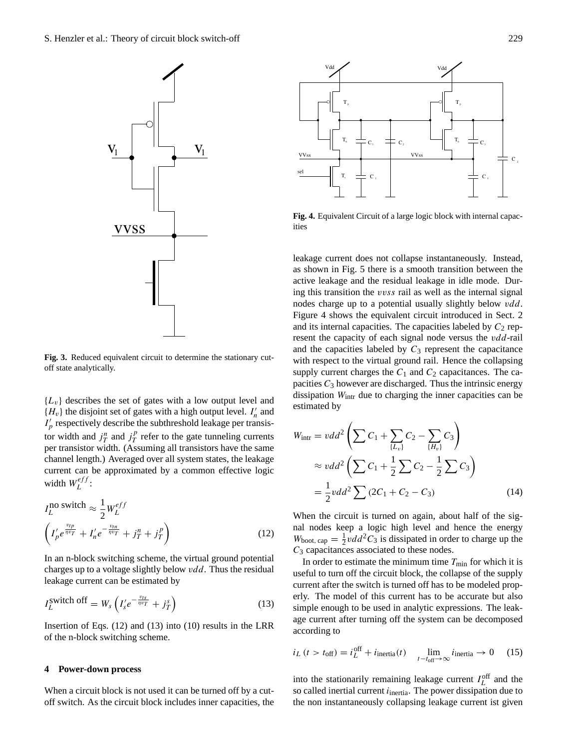**Fig. 3.** Reduced equivalent circuit to determine the stationary cut-off state analytically.

$\{L_v\}$ describes the set of gates with a low output level and $\{H_v\}$ the disjoint set of gates with a high output level. $I_n'$ and $I_p'$ respectively describe the subthreshold leakage per transistor width and $j_T^n$ and $j_T^p$ refer to the gate tunneling currents per transistor width. (Assuming all transistors have the same channel length.) Averaged over all system states, the leakage current can be approximated by a common effective logic width $W_L^{eff}$:

$$I_L^{\text{no switch}} \approx \frac{1}{2} W_L^{eff} \left( I_p' e^{\frac{v_{tp}}{\eta v_T}} + I_n' e^{-\frac{v_{tn}}{\eta v_T}} + j_T^n + j_T^p \right) \tag{12}$$

In an n-block switching scheme, the virtual ground potential charges up to a voltage slightly below $vdd$. Thus the residual leakage current can be estimated by

$$I_L^{\text{switch off}} = W_s \left( I_s' e^{-\frac{v_{ts}}{\eta v_T}} + j_T^s \right) \tag{13}$$

Insertion of Eqs. (12) and (13) into (10) results in the LRR of the n-block switching scheme.

## 4 Power-down process

When a circuit block is not used it can be turned off by a cut-off switch. As the circuit block includes inner capacities, the leakage current does not collapse instantaneously. Instead, as shown in Fig. 5 there is a smooth transition between the active leakage and the residual leakage in idle mode. During this transition the $vvss$ rail as well as the internal signal nodes charge up to a potential usually slightly below $vdd$. Figure 4 shows the equivalent circuit introduced in Sect. 2 and its internal capacities. The capacities labeled by $C_2$ represent the capacity of each signal node versus the $vdd$-rail and the capacities labeled by $C_3$ represent the capacitance with respect to the virtual ground rail. Hence the collapsing supply current charges the $C_1$ and $C_2$ capacitances. The capacities $C_3$ however are discharged. Thus the intrinsic energy dissipation $W_{\text{intr}}$ due to charging the inner capacities can be estimated by

**Fig. 4.** Equivalent Circuit of a large logic block with internal capacities

$$\begin{aligned} W_{\text{intr}} &= vdd^2 \left( \sum C_1 + \sum_{\{L_v\}} C_2 - \sum_{\{H_v\}} C_3 \right) \\ &\approx vdd^2 \left( \sum C_1 + \frac{1}{2} \sum C_2 - \frac{1}{2} \sum C_3 \right) \\ &= \frac{1}{2} vdd^2 \sum (2C_1 + C_2 - C_3) \end{aligned} \tag{14}$$

When the circuit is turned on again, about half of the signal nodes keep a logic high level and hence the energy $W_{\text{boot, cap}} = \frac{1}{2} vdd^2 C_3$ is dissipated in order to charge up the $C_3$ capacitances associated to these nodes.

In order to estimate the minimum time $T_{\min}$ for which it is useful to turn off the circuit block, the collapse of the supply current after the switch is turned off has to be modeled properly. The model of this current has to be accurate but also simple enough to be used in analytic expressions. The leakage current after turning off the system can be decomposed according to

$$i_L\,(t > t_{\text{off}}) = i_L^{\text{off}} + i_{\text{inertia}}(t) \qquad \lim_{t - t_{\text{off}} \to \infty} i_{\text{inertia}} \to 0 \tag{15}$$

into the stationarily remaining leakage current $I_L^{\text{off}}$ and the so called inertial current $i_{\text{inertia}}$. The power dissipation due to the non instantaneously collapsing leakage current ist given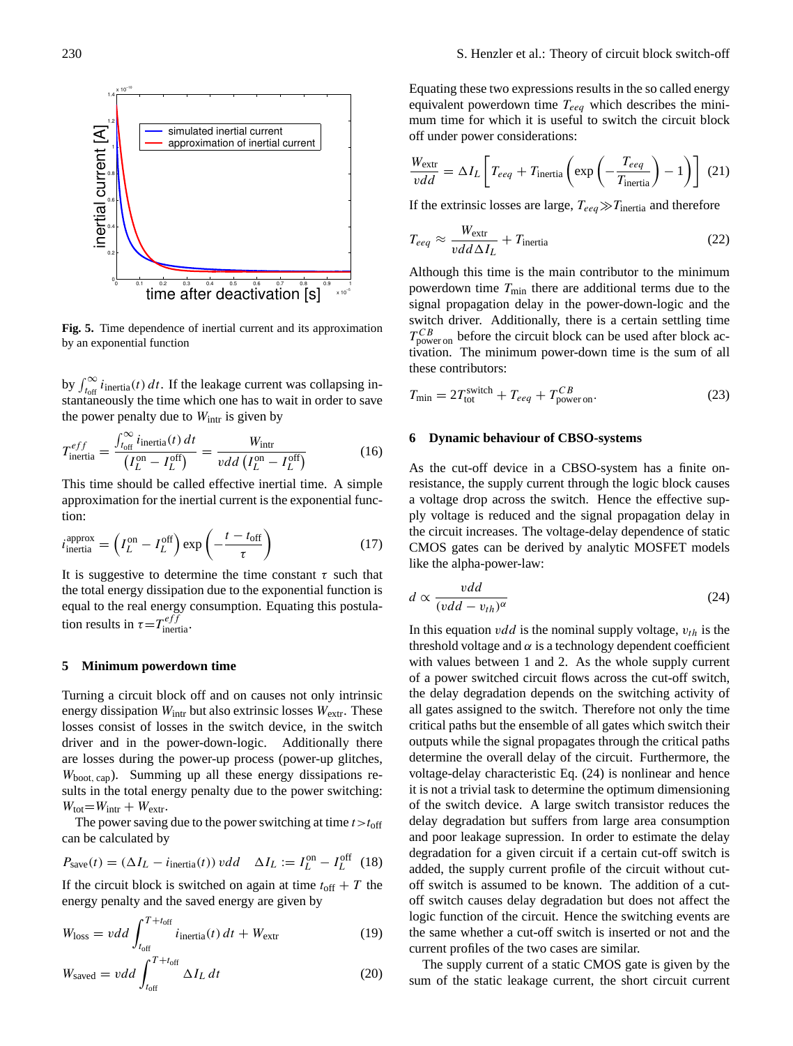**Fig. 5.** Time dependence of inertial current and its approximation by an exponential function

by $\int_{t_{\text{off}}}^{\infty} i_{\text{inertia}}(t)\,dt$. If the leakage current was collapsing instantaneously the time which one has to wait in order to save the power penalty due to $W_{\text{intr}}$ is given by

$$T_{\text{inertia}}^{eff} = \frac{\int_{t_{\text{off}}}^{\infty} i_{\text{inertia}}(t)\,dt}{\left(I_L^{\text{on}} - I_L^{\text{off}}\right)} = \frac{W_{\text{intr}}}{vdd\left(I_L^{\text{on}} - I_L^{\text{off}}\right)} \tag{16}$$

This time should be called effective inertial time. A simple approximation for the inertial current is the exponential function:

$$i_{\text{inertia}}^{\text{approx}} = \left(I_L^{\text{on}} - I_L^{\text{off}}\right)\exp\left(-\frac{t - t_{\text{off}}}{\tau}\right) \tag{17}$$

It is suggestive to determine the time constant $\tau$ such that the total energy dissipation due to the exponential function is equal to the real energy consumption. Equating this postulation results in $\tau = T_{\text{inertia}}^{eff}$.

## 5 Minimum powerdown time

Turning a circuit block off and on causes not only intrinsic energy dissipation $W_{\text{intr}}$ but also extrinsic losses $W_{\text{extr}}$. These losses consist of losses in the switch device, in the switch driver and in the power-down-logic. Additionally there are losses during the power-up process (power-up glitches, $W_{\text{boot, cap}}$). Summing up all these energy dissipations results in the total energy penalty due to the power switching: $W_{\text{tot}} = W_{\text{intr}} + W_{\text{extr}}$.

The power saving due to the power switching at time $t > t_{\text{off}}$ can be calculated by

$$P_{\text{save}}(t) = (\Delta I_L - i_{\text{inertia}}(t))\,vdd \quad \Delta I_L := I_L^{\text{on}} - I_L^{\text{off}} \tag{18}$$

If the circuit block is switched on again at time $t_{\text{off}} + T$ the energy penalty and the saved energy are given by

$$W_{\text{loss}} = vdd \int_{t_{\text{off}}}^{T + t_{\text{off}}} i_{\text{inertia}}(t)\,dt + W_{\text{extr}} \tag{19}$$

$$W_{\text{saved}} = vdd \int_{t_{\text{off}}}^{T + t_{\text{off}}} \Delta I_L\,dt \tag{20}$$

Equating these two expressions results in the so called energy equivalent powerdown time $T_{eeq}$ which describes the minimum time for which it is useful to switch the circuit block off under power considerations:

$$\frac{W_{\text{extr}}}{vdd} = \Delta I_L \left[T_{eeq} + T_{\text{inertia}}\left(\exp\left(-\frac{T_{eeq}}{T_{\text{inertia}}}\right) - 1\right)\right] \tag{21}$$

If the extrinsic losses are large, $T_{eeq} \gg T_{\text{inertia}}$ and therefore

$$T_{eeq} \approx \frac{W_{\text{extr}}}{vdd\,\Delta I_L} + T_{\text{inertia}} \tag{22}$$

Although this time is the main contributor to the minimum powerdown time $T_{\text{min}}$ there are additional terms due to the signal propagation delay in the power-down-logic and the switch driver. Additionally, there is a certain settling time $T_{\text{power on}}^{CB}$ before the circuit block can be used after block activation. The minimum power-down time is the sum of all these contributors:

$$T_{\text{min}} = 2T_{\text{tot}}^{\text{switch}} + T_{eeq} + T_{\text{power on}}^{CB}. \tag{23}$$

## 6 Dynamic behaviour of CBSO-systems

As the cut-off device in a CBSO-system has a finite on-resistance, the supply current through the logic block causes a voltage drop across the switch. Hence the effective supply voltage is reduced and the signal propagation delay in the circuit increases. The voltage-delay dependence of static CMOS gates can be derived by analytic MOSFET models like the alpha-power-law:

$$d \propto \frac{vdd}{(vdd - v_{th})^{\alpha}} \tag{24}$$

In this equation $vdd$ is the nominal supply voltage, $v_{th}$ is the threshold voltage and $\alpha$ is a technology dependent coefficient with values between 1 and 2. As the whole supply current of a power switched circuit flows across the cut-off switch, the delay degradation depends on the switching activity of all gates assigned to the switch. Therefore not only the time critical paths but the ensemble of all gates which switch their outputs while the signal propagates through the critical paths determine the overall delay of the circuit. Furthermore, the voltage-delay characteristic Eq. (24) is nonlinear and hence it is not a trivial task to determine the optimum dimensioning of the switch device. A large switch transistor reduces the delay degradation but suffers from large area consumption and poor leakage supression. In order to estimate the delay degradation for a given circuit if a certain cut-off switch is added, the supply current profile of the circuit without cut-off switch is assumed to be known. The addition of a cut-off switch causes delay degradation but does not affect the logic function of the circuit. Hence the switching events are the same whether a cut-off switch is inserted or not and the current profiles of the two cases are similar.

The supply current of a static CMOS gate is given by the sum of the static leakage current, the short circuit current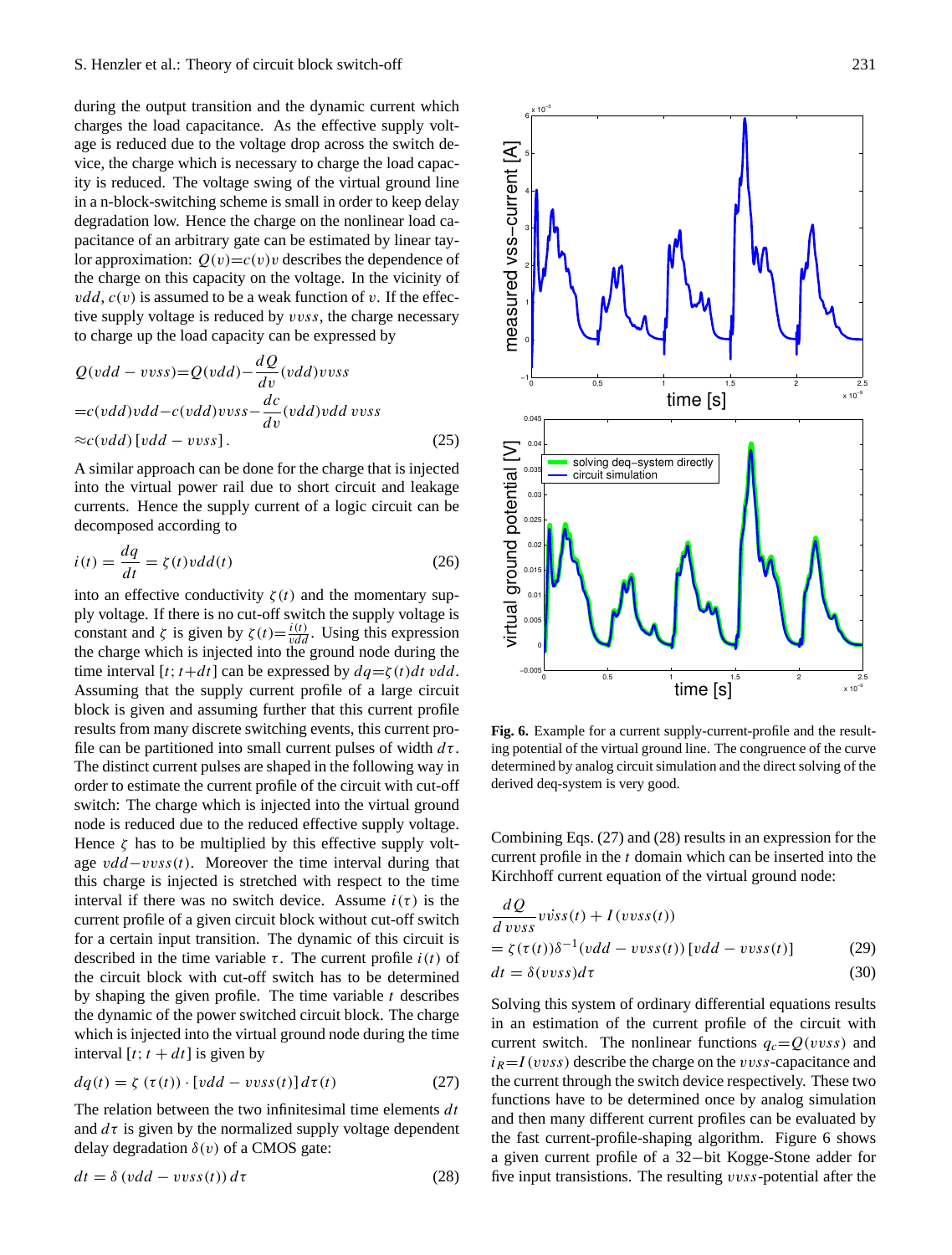during the output transition and the dynamic current which charges the load capacitance. As the effective supply voltage is reduced due to the voltage drop across the switch device, the charge which is necessary to charge the load capacity is reduced. The voltage swing of the virtual ground line in a n-block-switching scheme is small in order to keep delay degradation low. Hence the charge on the nonlinear load capacitance of an arbitrary gate can be estimated by linear taylor approximation: $Q(v)=c(v)v$ describes the dependence of the charge on this capacity on the voltage. In the vicinity of $vdd$, $c(v)$ is assumed to be a weak function of $v$. If the effective supply voltage is reduced by $vvss$, the charge necessary to charge up the load capacity can be expressed by

$$
\begin{aligned}
Q(vdd - vvss) &= Q(vdd) - \frac{dQ}{dv}(vdd)vvss \\
&= c(vdd)vdd - c(vdd)vvss - \frac{dc}{dv}(vdd)vdd\, vvss \\
&\approx c(vdd)\,[vdd - vvss]\,.
\end{aligned}
\tag{25}
$$

A similar approach can be done for the charge that is injected into the virtual power rail due to short circuit and leakage currents. Hence the supply current of a logic circuit can be decomposed according to

$$
i(t) = \frac{dq}{dt} = \zeta(t)vdd(t) \tag{26}
$$

into an effective conductivity $\zeta(t)$ and the momentary supply voltage. If there is no cut-off switch the supply voltage is constant and $\zeta$ is given by $\zeta(t)=\frac{i(t)}{vdd}$. Using this expression the charge which is injected into the ground node during the time interval $[t; t+dt]$ can be expressed by $dq=\zeta(t)dt\, vdd$. Assuming that the supply current profile of a large circuit block is given and assuming further that this current profile results from many discrete switching events, this current profile can be partitioned into small current pulses of width $d\tau$. The distinct current pulses are shaped in the following way in order to estimate the current profile of the circuit with cut-off switch: The charge which is injected into the virtual ground node is reduced due to the reduced effective supply voltage. Hence $\zeta$ has to be multiplied by this effective supply voltage $vdd-vvss(t)$. Moreover the time interval during that this charge is injected is stretched with respect to the time interval if there was no switch device. Assume $i(\tau)$ is the current profile of a given circuit block without cut-off switch for a certain input transition. The dynamic of this circuit is described in the time variable $\tau$. The current profile $i(t)$ of the circuit block with cut-off switch has to be determined by shaping the given profile. The time variable $t$ describes the dynamic of the power switched circuit block. The charge which is injected into the virtual ground node during the time interval $[t; t+dt]$ is given by

$$
dq(t) = \zeta\,(\tau(t)) \cdot [vdd - vvss(t)]\, d\tau(t) \tag{27}
$$

The relation between the two infinitesimal time elements $dt$ and $d\tau$ is given by the normalized supply voltage dependent delay degradation $\delta(v)$ of a CMOS gate:

$$
dt = \delta\,(vdd - vvss(t))\, d\tau \tag{28}
$$

**Fig. 6.** Example for a current supply-current-profile and the resulting potential of the virtual ground line. The congruence of the curve determined by analog circuit simulation and the direct solving of the derived deq-system is very good.

Combining Eqs. (27) and (28) results in an expression for the current profile in the $t$ domain which can be inserted into the Kirchhoff current equation of the virtual ground node:

$$
\frac{dQ}{d\,vvss}\dot{vvss}(t) + I(vvss(t)) = \zeta(\tau(t))\delta^{-1}(vdd - vvss(t))\,[vdd - vvss(t)] \tag{29}
$$

$$
dt = \delta(vvss)d\tau \tag{30}
$$

Solving this system of ordinary differential equations results in an estimation of the current profile of the circuit with current switch. The nonlinear functions $q_c=Q(vvss)$ and $i_R=I(vvss)$ describe the charge on the $vvss$-capacitance and the current through the switch device respectively. These two functions have to be determined once by analog simulation and then many different current profiles can be evaluated by the fast current-profile-shaping algorithm. Figure 6 shows a given current profile of a 32−bit Kogge-Stone adder for five input transitions. The resulting $vvss$-potential after the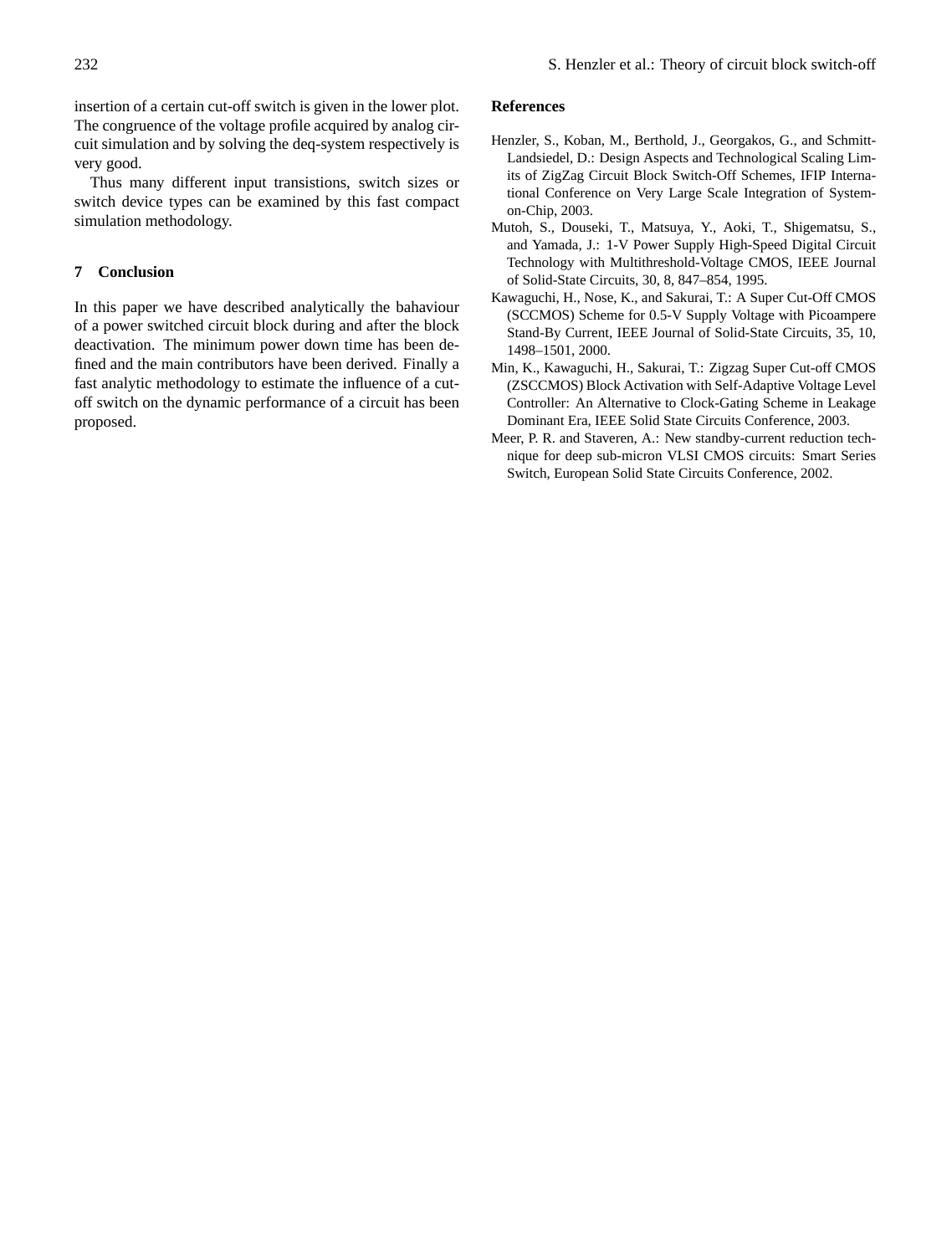insertion of a certain cut-off switch is given in the lower plot. The congruence of the voltage profile acquired by analog circuit simulation and by solving the deq-system respectively is very good.

Thus many different input transistions, switch sizes or switch device types can be examined by this fast compact simulation methodology.

## 7 Conclusion

In this paper we have described analytically the bahaviour of a power switched circuit block during and after the block deactivation. The minimum power down time has been defined and the main contributors have been derived. Finally a fast analytic methodology to estimate the influence of a cut-off switch on the dynamic performance of a circuit has been proposed.

## References

Henzler, S., Koban, M., Berthold, J., Georgakos, G., and Schmitt-Landsiedel, D.: Design Aspects and Technological Scaling Limits of ZigZag Circuit Block Switch-Off Schemes, IFIP International Conference on Very Large Scale Integration of System-on-Chip, 2003.

Mutoh, S., Douseki, T., Matsuya, Y., Aoki, T., Shigematsu, S., and Yamada, J.: 1-V Power Supply High-Speed Digital Circuit Technology with Multithreshold-Voltage CMOS, IEEE Journal of Solid-State Circuits, 30, 8, 847–854, 1995.

Kawaguchi, H., Nose, K., and Sakurai, T.: A Super Cut-Off CMOS (SCCMOS) Scheme for 0.5-V Supply Voltage with Picoampere Stand-By Current, IEEE Journal of Solid-State Circuits, 35, 10, 1498–1501, 2000.

Min, K., Kawaguchi, H., Sakurai, T.: Zigzag Super Cut-off CMOS (ZSCCMOS) Block Activation with Self-Adaptive Voltage Level Controller: An Alternative to Clock-Gating Scheme in Leakage Dominant Era, IEEE Solid State Circuits Conference, 2003.

Meer, P. R. and Staveren, A.: New standby-current reduction technique for deep sub-micron VLSI CMOS circuits: Smart Series Switch, European Solid State Circuits Conference, 2002.